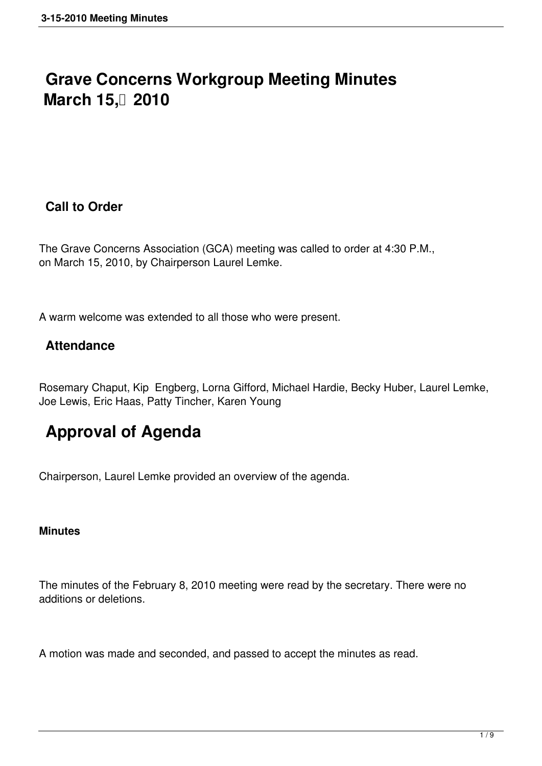# Grave Concerns Workgroup Meeting Minutes March 15, 2010

## Call to Order

The Grave Concerns Association (GCA) meeting was called to order at 4:30 P.M., on March 15, 2010, by Chairperson Laurel Lemke.

A warm welcome was extended to all those who were present.

## Attendance

Rosemary Chaput, Kip Engberg, Lorna Gifford, Michael Hardie, Becky Huber, Laurel Lemke, Joe Lewis, Eric Haas, Patty Tincher, Karen Young

# Approval of Agenda

Chairperson, Laurel Lemke provided an overview of the agenda.

**Minutes**

The minutes of the February 8, 2010 meeting were read by the secretary. There were no additions or deletions.

A motion was made and seconded, and passed to accept the minutes as read.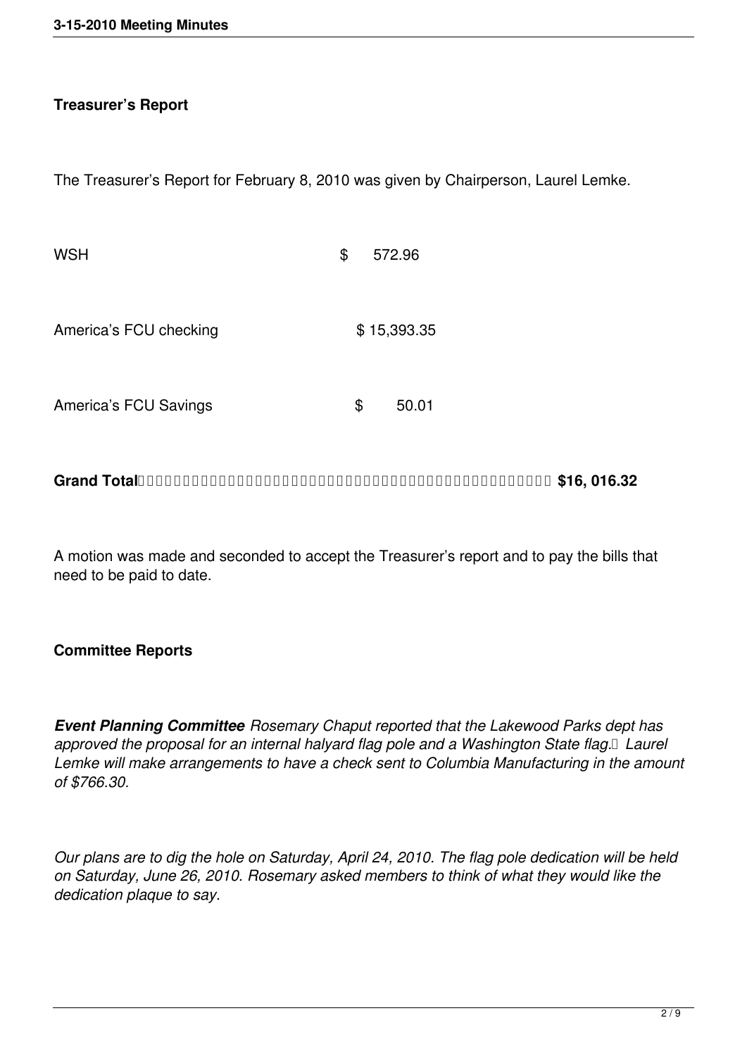## Treasurer's Report

The Treasurer's Report for February 8, 2010 was given by Chairperson, Laurel Lemke.

| | |
|---|---|
| WSH | $ 572.96 |
| America's FCU checking | $ 15,393.35 |
| America's FCU Savings | $ 50.01 |
| **Grand Total** | **$16, 016.32** |

A motion was made and seconded to accept the Treasurer's report and to pay the bills that need to be paid to date.

## Committee Reports

***Event Planning Committee*** *Rosemary Chaput reported that the Lakewood Parks dept has approved the proposal for an internal halyard flag pole and a Washington State flag. Laurel Lemke will make arrangements to have a check sent to Columbia Manufacturing in the amount of $766.30.*

*Our plans are to dig the hole on Saturday, April 24, 2010. The flag pole dedication will be held on Saturday, June 26, 2010. Rosemary asked members to think of what they would like the dedication plaque to say.*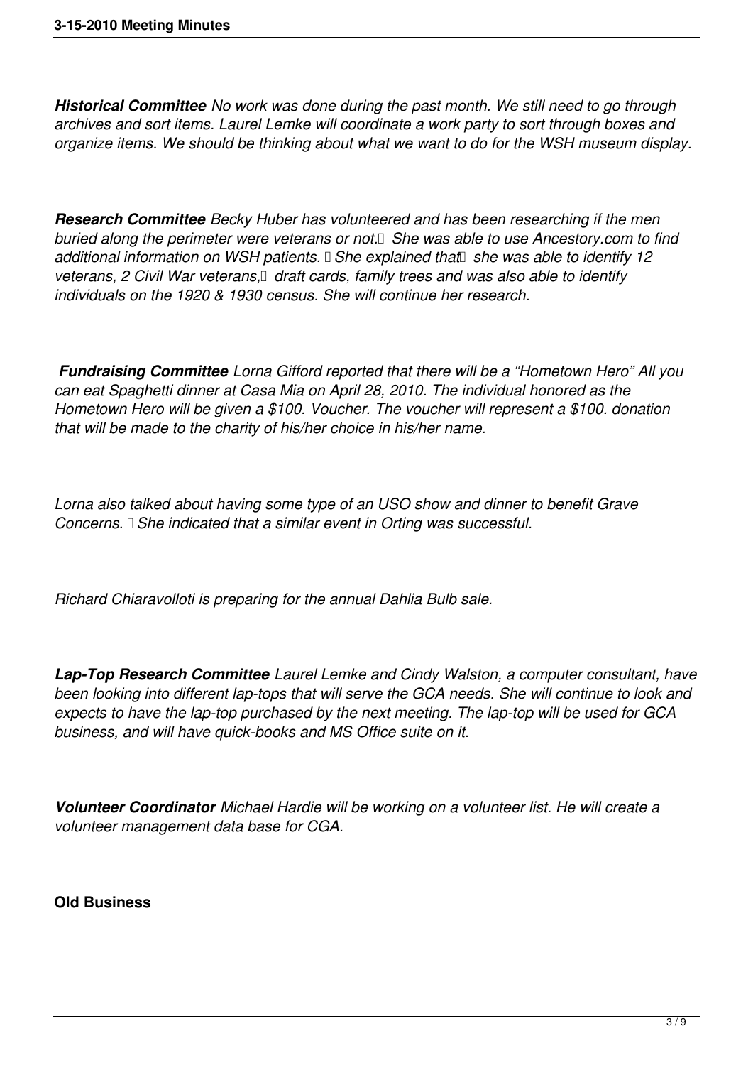***Historical Committee*** *No work was done during the past month. We still need to go through archives and sort items. Laurel Lemke will coordinate a work party to sort through boxes and organize items. We should be thinking about what we want to do for the WSH museum display.*

***Research Committee*** *Becky Huber has volunteered and has been researching if the men buried along the perimeter were veterans or not. She was able to use Ancestory.com to find additional information on WSH patients. She explained that she was able to identify 12 veterans, 2 Civil War veterans, draft cards, family trees and was also able to identify individuals on the 1920 & 1930 census. She will continue her research.*

***Fundraising Committee*** *Lorna Gifford reported that there will be a "Hometown Hero" All you can eat Spaghetti dinner at Casa Mia on April 28, 2010. The individual honored as the Hometown Hero will be given a $100. Voucher. The voucher will represent a $100. donation that will be made to the charity of his/her choice in his/her name.*

*Lorna also talked about having some type of an USO show and dinner to benefit Grave Concerns. She indicated that a similar event in Orting was successful.*

*Richard Chiaravolloti is preparing for the annual Dahlia Bulb sale.*

***Lap-Top Research Committee*** *Laurel Lemke and Cindy Walston, a computer consultant, have been looking into different lap-tops that will serve the GCA needs. She will continue to look and expects to have the lap-top purchased by the next meeting. The lap-top will be used for GCA business, and will have quick-books and MS Office suite on it.*

***Volunteer Coordinator*** *Michael Hardie will be working on a volunteer list. He will create a volunteer management data base for CGA.*

**Old Business**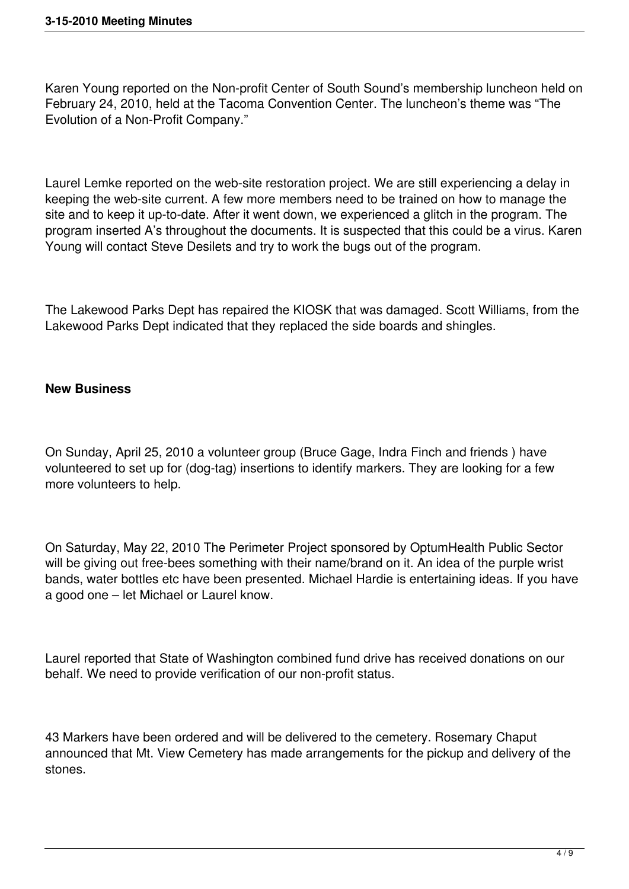Karen Young reported on the Non-profit Center of South Sound's membership luncheon held on February 24, 2010, held at the Tacoma Convention Center. The luncheon's theme was "The Evolution of a Non-Profit Company."

Laurel Lemke reported on the web-site restoration project. We are still experiencing a delay in keeping the web-site current. A few more members need to be trained on how to manage the site and to keep it up-to-date. After it went down, we experienced a glitch in the program. The program inserted A's throughout the documents. It is suspected that this could be a virus. Karen Young will contact Steve Desilets and try to work the bugs out of the program.

The Lakewood Parks Dept has repaired the KIOSK that was damaged. Scott Williams, from the Lakewood Parks Dept indicated that they replaced the side boards and shingles.

**New Business**

On Sunday, April 25, 2010 a volunteer group (Bruce Gage, Indra Finch and friends ) have volunteered to set up for (dog-tag) insertions to identify markers. They are looking for a few more volunteers to help.

On Saturday, May 22, 2010 The Perimeter Project sponsored by OptumHealth Public Sector will be giving out free-bees something with their name/brand on it. An idea of the purple wrist bands, water bottles etc have been presented. Michael Hardie is entertaining ideas. If you have a good one – let Michael or Laurel know.

Laurel reported that State of Washington combined fund drive has received donations on our behalf. We need to provide verification of our non-profit status.

43 Markers have been ordered and will be delivered to the cemetery. Rosemary Chaput announced that Mt. View Cemetery has made arrangements for the pickup and delivery of the stones.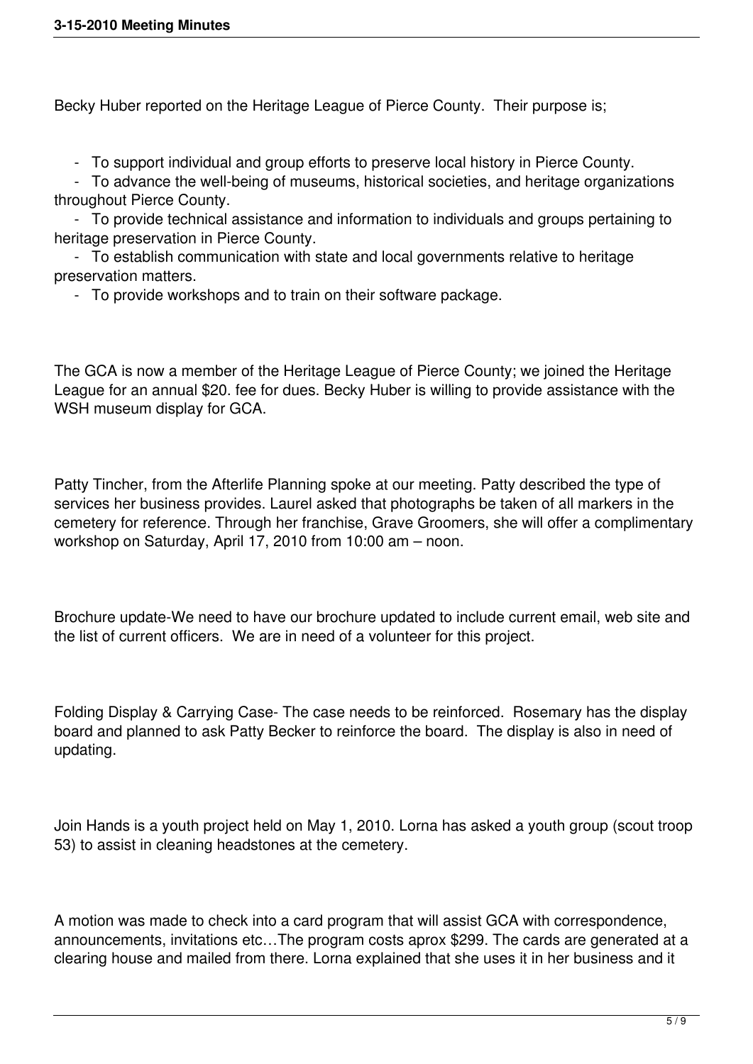Becky Huber reported on the Heritage League of Pierce County. Their purpose is;

- To support individual and group efforts to preserve local history in Pierce County.
- To advance the well-being of museums, historical societies, and heritage organizations throughout Pierce County.
- To provide technical assistance and information to individuals and groups pertaining to heritage preservation in Pierce County.
- To establish communication with state and local governments relative to heritage preservation matters.
- To provide workshops and to train on their software package.

The GCA is now a member of the Heritage League of Pierce County; we joined the Heritage League for an annual $20. fee for dues. Becky Huber is willing to provide assistance with the WSH museum display for GCA.

Patty Tincher, from the Afterlife Planning spoke at our meeting. Patty described the type of services her business provides. Laurel asked that photographs be taken of all markers in the cemetery for reference. Through her franchise, Grave Groomers, she will offer a complimentary workshop on Saturday, April 17, 2010 from 10:00 am – noon.

Brochure update-We need to have our brochure updated to include current email, web site and the list of current officers. We are in need of a volunteer for this project.

Folding Display & Carrying Case- The case needs to be reinforced. Rosemary has the display board and planned to ask Patty Becker to reinforce the board. The display is also in need of updating.

Join Hands is a youth project held on May 1, 2010. Lorna has asked a youth group (scout troop 53) to assist in cleaning headstones at the cemetery.

A motion was made to check into a card program that will assist GCA with correspondence, announcements, invitations etc…The program costs aprox $299. The cards are generated at a clearing house and mailed from there. Lorna explained that she uses it in her business and it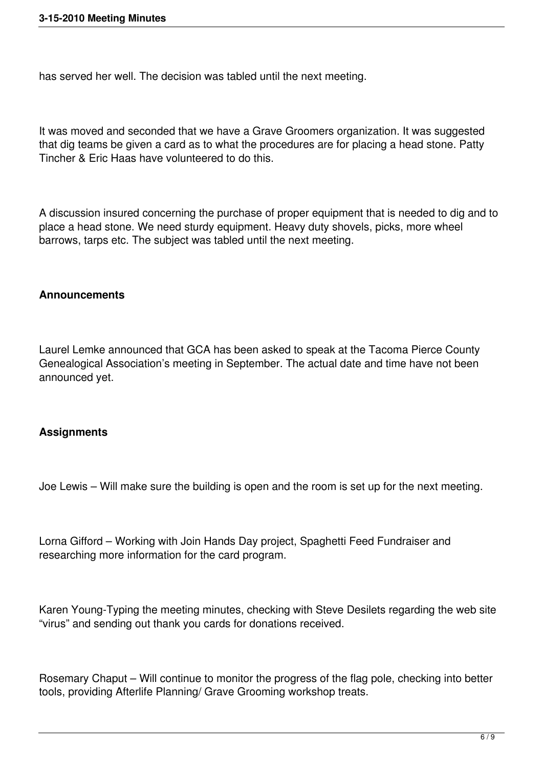has served her well. The decision was tabled until the next meeting.

It was moved and seconded that we have a Grave Groomers organization. It was suggested that dig teams be given a card as to what the procedures are for placing a head stone. Patty Tincher & Eric Haas have volunteered to do this.

A discussion insured concerning the purchase of proper equipment that is needed to dig and to place a head stone. We need sturdy equipment. Heavy duty shovels, picks, more wheel barrows, tarps etc. The subject was tabled until the next meeting.

**Announcements**

Laurel Lemke announced that GCA has been asked to speak at the Tacoma Pierce County Genealogical Association's meeting in September. The actual date and time have not been announced yet.

**Assignments**

Joe Lewis – Will make sure the building is open and the room is set up for the next meeting.

Lorna Gifford – Working with Join Hands Day project, Spaghetti Feed Fundraiser and researching more information for the card program.

Karen Young-Typing the meeting minutes, checking with Steve Desilets regarding the web site "virus" and sending out thank you cards for donations received.

Rosemary Chaput – Will continue to monitor the progress of the flag pole, checking into better tools, providing Afterlife Planning/ Grave Grooming workshop treats.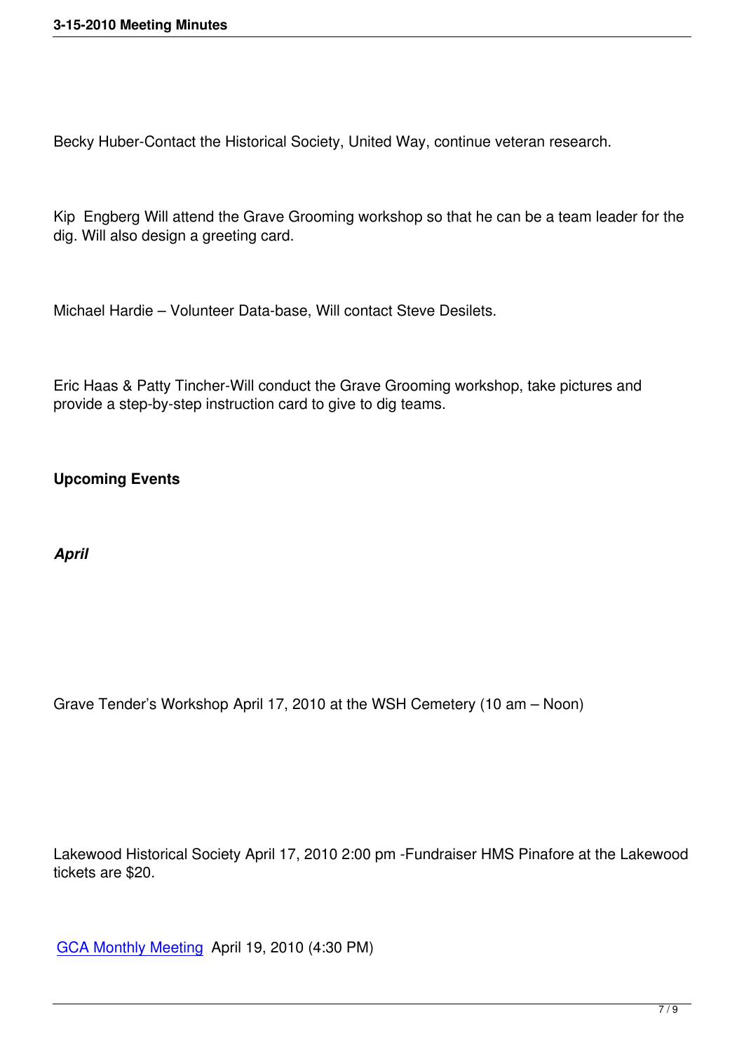Becky Huber-Contact the Historical Society, United Way, continue veteran research.

Kip Engberg Will attend the Grave Grooming workshop so that he can be a team leader for the dig. Will also design a greeting card.

Michael Hardie – Volunteer Data-base, Will contact Steve Desilets.

Eric Haas & Patty Tincher-Will conduct the Grave Grooming workshop, take pictures and provide a step-by-step instruction card to give to dig teams.

**Upcoming Events**

***April***

Grave Tender's Workshop April 17, 2010 at the WSH Cemetery (10 am – Noon)

Lakewood Historical Society April 17, 2010 2:00 pm -Fundraiser HMS Pinafore at the Lakewood tickets are $20.

GCA Monthly Meeting April 19, 2010 (4:30 PM)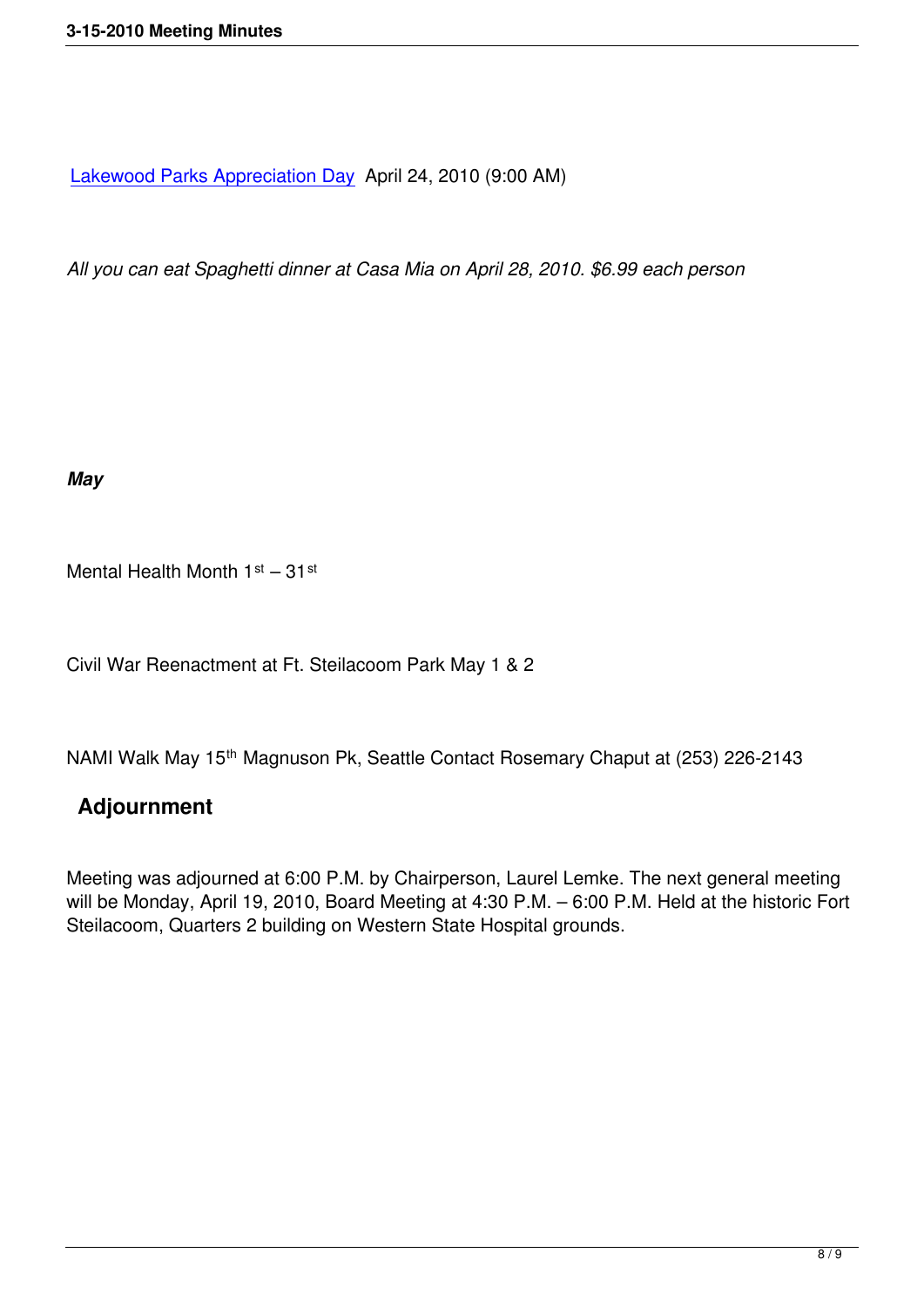Lakewood Parks Appreciation Day April 24, 2010 (9:00 AM)

*All you can eat Spaghetti dinner at Casa Mia on April 28, 2010. $6.99 each person*

***May***

Mental Health Month 1st – 31st

Civil War Reenactment at Ft. Steilacoom Park May 1 & 2

NAMI Walk May 15th Magnuson Pk, Seattle Contact Rosemary Chaput at (253) 226-2143

## Adjournment

Meeting was adjourned at 6:00 P.M. by Chairperson, Laurel Lemke. The next general meeting will be Monday, April 19, 2010, Board Meeting at 4:30 P.M. – 6:00 P.M. Held at the historic Fort Steilacoom, Quarters 2 building on Western State Hospital grounds.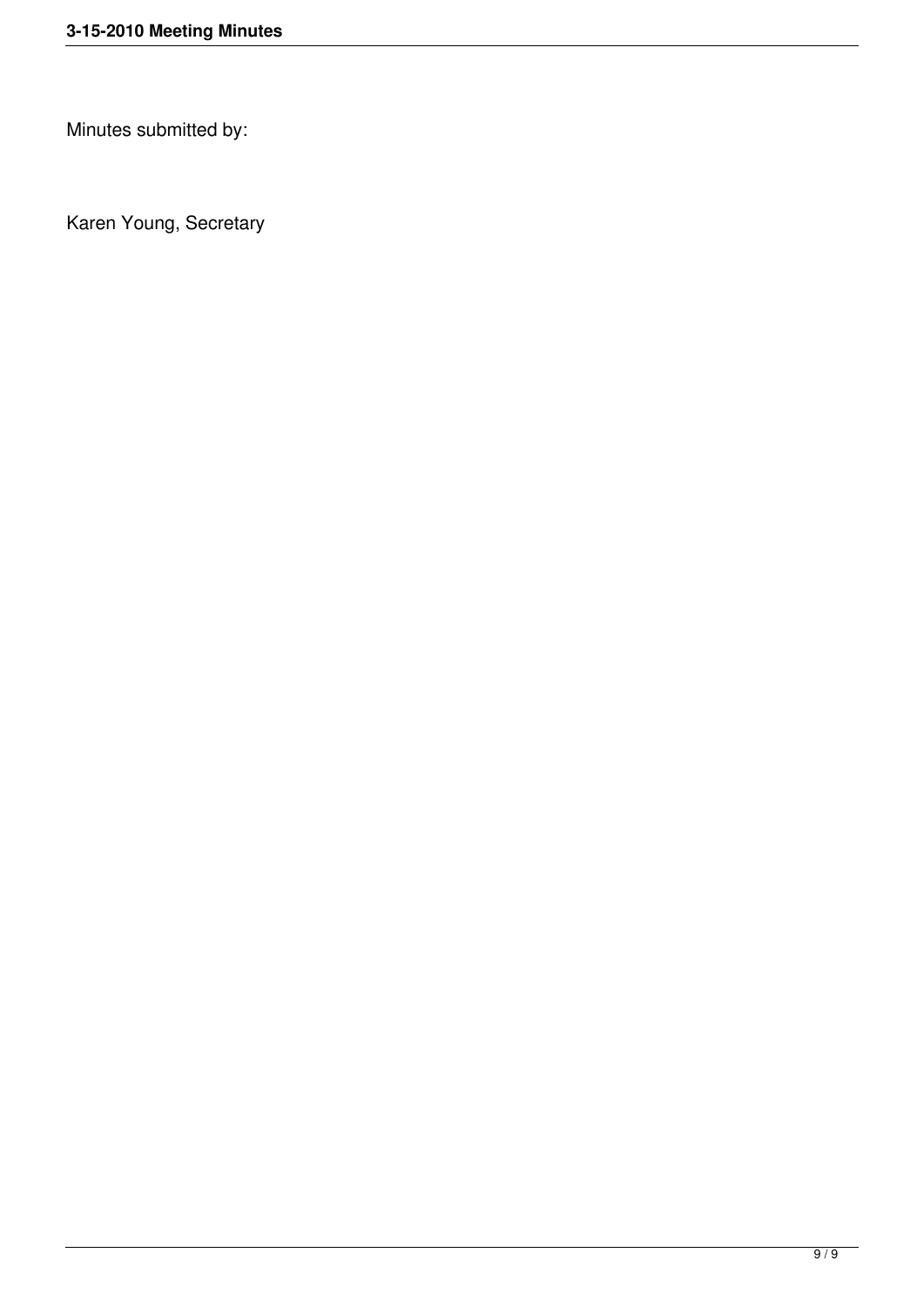Minutes submitted by:

Karen Young, Secretary